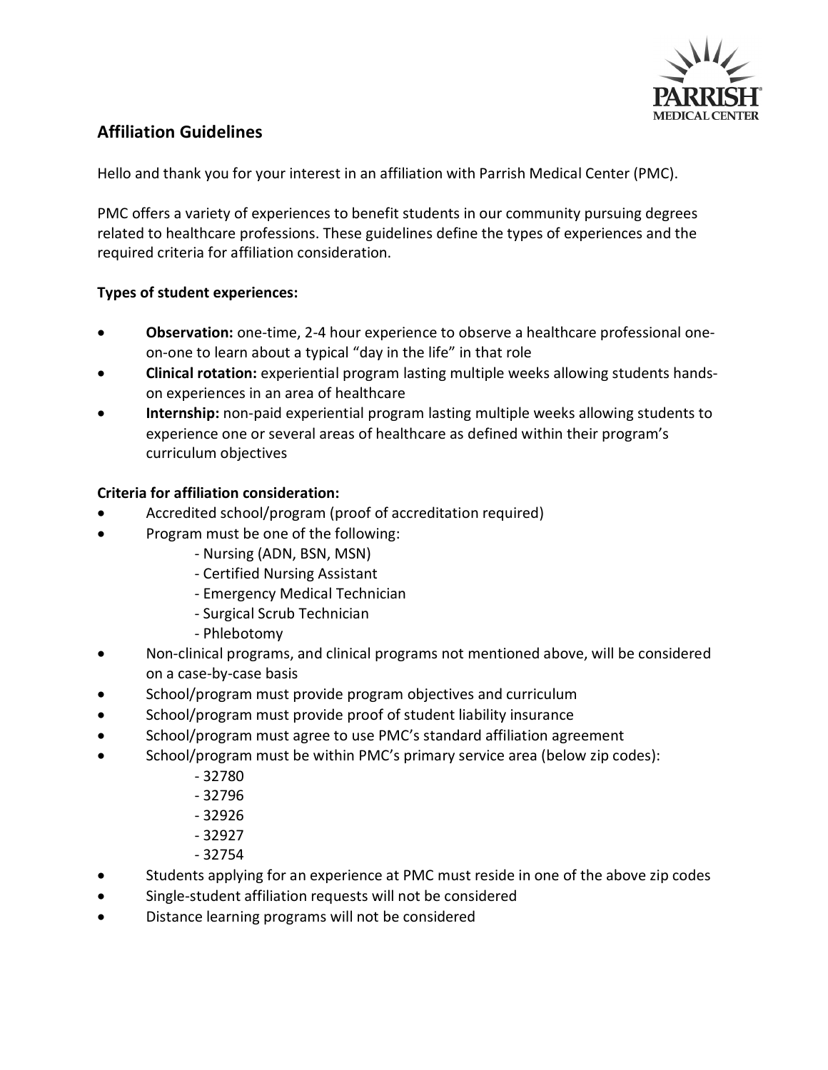## Affiliation Guidelines

Hello and thank you for your interest in an affiliation with Parrish Medical Center (PMC).

PMC offers a variety of experiences to benefit students in our community pursuing degrees related to healthcare professions. These guidelines define the types of experiences and the required criteria for affiliation consideration.

**Types of student experiences:**

- **Observation:** one-time, 2-4 hour experience to observe a healthcare professional one-on-one to learn about a typical "day in the life" in that role
- **Clinical rotation:** experiential program lasting multiple weeks allowing students hands-on experiences in an area of healthcare
- **Internship:** non-paid experiential program lasting multiple weeks allowing students to experience one or several areas of healthcare as defined within their program's curriculum objectives

**Criteria for affiliation consideration:**

- Accredited school/program (proof of accreditation required)
- Program must be one of the following:
  - Nursing (ADN, BSN, MSN)
  - Certified Nursing Assistant
  - Emergency Medical Technician
  - Surgical Scrub Technician
  - Phlebotomy
- Non-clinical programs, and clinical programs not mentioned above, will be considered on a case-by-case basis
- School/program must provide program objectives and curriculum
- School/program must provide proof of student liability insurance
- School/program must agree to use PMC's standard affiliation agreement
- School/program must be within PMC's primary service area (below zip codes):
  - 32780
  - 32796
  - 32926
  - 32927
  - 32754
- Students applying for an experience at PMC must reside in one of the above zip codes
- Single-student affiliation requests will not be considered
- Distance learning programs will not be considered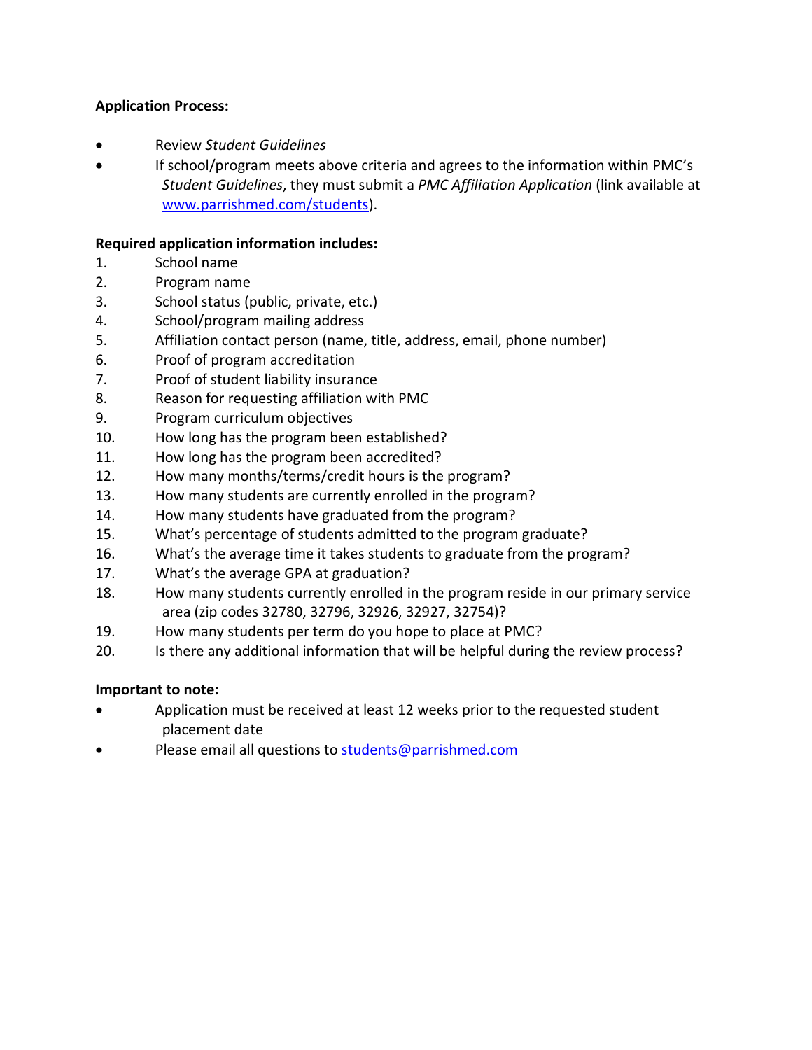**Application Process:**

- Review *Student Guidelines*
- If school/program meets above criteria and agrees to the information within PMC's *Student Guidelines*, they must submit a *PMC Affiliation Application* (link available at [www.parrishmed.com/students](http://www.parrishmed.com/students)).

**Required application information includes:**

1. School name
2. Program name
3. School status (public, private, etc.)
4. School/program mailing address
5. Affiliation contact person (name, title, address, email, phone number)
6. Proof of program accreditation
7. Proof of student liability insurance
8. Reason for requesting affiliation with PMC
9. Program curriculum objectives
10. How long has the program been established?
11. How long has the program been accredited?
12. How many months/terms/credit hours is the program?
13. How many students are currently enrolled in the program?
14. How many students have graduated from the program?
15. What's percentage of students admitted to the program graduate?
16. What's the average time it takes students to graduate from the program?
17. What's the average GPA at graduation?
18. How many students currently enrolled in the program reside in our primary service area (zip codes 32780, 32796, 32926, 32927, 32754)?
19. How many students per term do you hope to place at PMC?
20. Is there any additional information that will be helpful during the review process?

**Important to note:**

- Application must be received at least 12 weeks prior to the requested student placement date
- Please email all questions to [students@parrishmed.com](mailto:students@parrishmed.com)